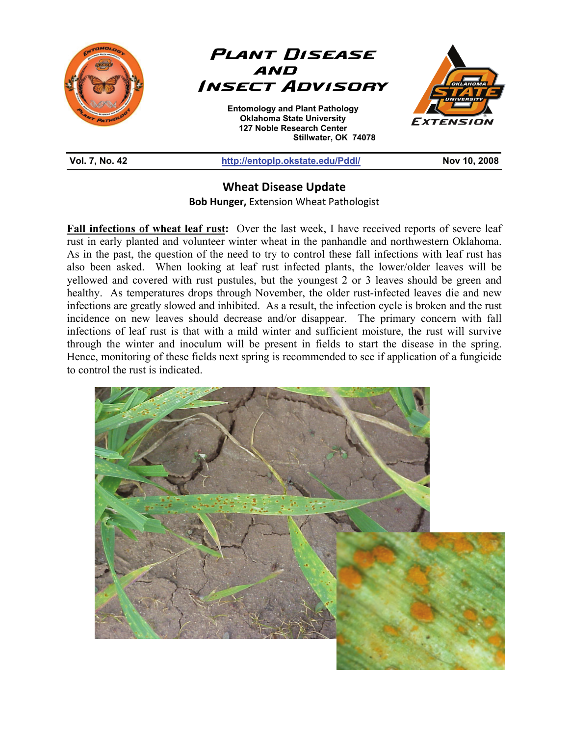# Plant Disease and Insect Advisory

**Entomology and Plant Pathology**
**Oklahoma State University**
**127 Noble Research Center**
**Stillwater, OK 74078**

**Vol. 7, No. 42** | **http://entoplp.okstate.edu/Pddl/** | **Nov 10, 2008**

## Wheat Disease Update

**Bob Hunger,** Extension Wheat Pathologist

**Fall infections of wheat leaf rust:** Over the last week, I have received reports of severe leaf rust in early planted and volunteer winter wheat in the panhandle and northwestern Oklahoma. As in the past, the question of the need to try to control these fall infections with leaf rust has also been asked. When looking at leaf rust infected plants, the lower/older leaves will be yellowed and covered with rust pustules, but the youngest 2 or 3 leaves should be green and healthy. As temperatures drops through November, the older rust-infected leaves die and new infections are greatly slowed and inhibited. As a result, the infection cycle is broken and the rust incidence on new leaves should decrease and/or disappear. The primary concern with fall infections of leaf rust is that with a mild winter and sufficient moisture, the rust will survive through the winter and inoculum will be present in fields to start the disease in the spring. Hence, monitoring of these fields next spring is recommended to see if application of a fungicide to control the rust is indicated.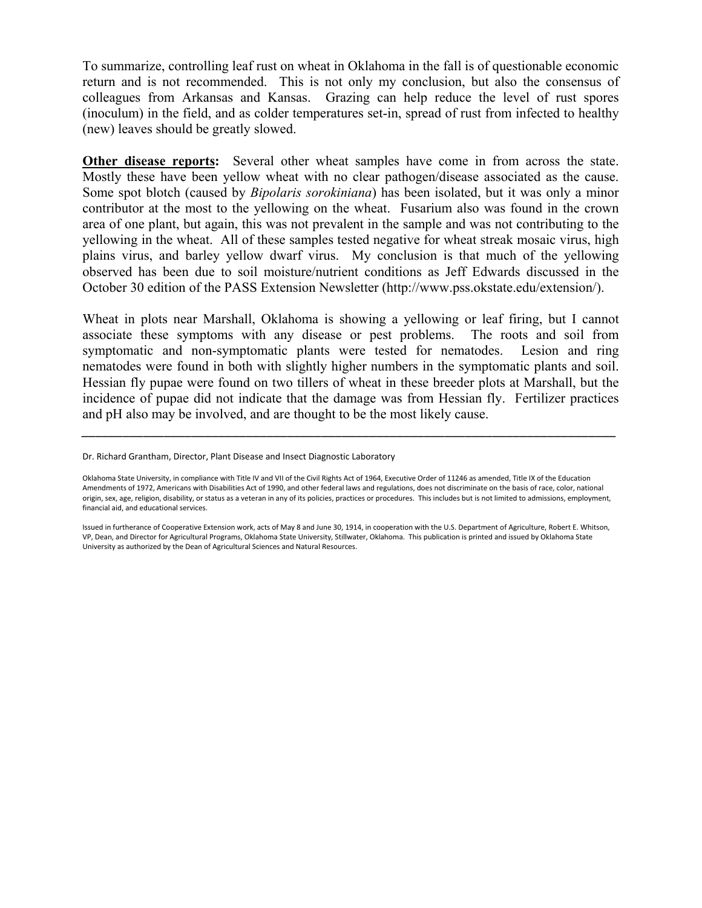To summarize, controlling leaf rust on wheat in Oklahoma in the fall is of questionable economic return and is not recommended. This is not only my conclusion, but also the consensus of colleagues from Arkansas and Kansas. Grazing can help reduce the level of rust spores (inoculum) in the field, and as colder temperatures set-in, spread of rust from infected to healthy (new) leaves should be greatly slowed.

**Other disease reports:** Several other wheat samples have come in from across the state. Mostly these have been yellow wheat with no clear pathogen/disease associated as the cause. Some spot blotch (caused by *Bipolaris sorokiniana*) has been isolated, but it was only a minor contributor at the most to the yellowing on the wheat. Fusarium also was found in the crown area of one plant, but again, this was not prevalent in the sample and was not contributing to the yellowing in the wheat. All of these samples tested negative for wheat streak mosaic virus, high plains virus, and barley yellow dwarf virus. My conclusion is that much of the yellowing observed has been due to soil moisture/nutrient conditions as Jeff Edwards discussed in the October 30 edition of the PASS Extension Newsletter (http://www.pss.okstate.edu/extension/).

Wheat in plots near Marshall, Oklahoma is showing a yellowing or leaf firing, but I cannot associate these symptoms with any disease or pest problems. The roots and soil from symptomatic and non-symptomatic plants were tested for nematodes. Lesion and ring nematodes were found in both with slightly higher numbers in the symptomatic plants and soil. Hessian fly pupae were found on two tillers of wheat in these breeder plots at Marshall, but the incidence of pupae did not indicate that the damage was from Hessian fly. Fertilizer practices and pH also may be involved, and are thought to be the most likely cause.

---

Dr. Richard Grantham, Director, Plant Disease and Insect Diagnostic Laboratory

Oklahoma State University, in compliance with Title IV and VII of the Civil Rights Act of 1964, Executive Order of 11246 as amended, Title IX of the Education Amendments of 1972, Americans with Disabilities Act of 1990, and other federal laws and regulations, does not discriminate on the basis of race, color, national origin, sex, age, religion, disability, or status as a veteran in any of its policies, practices or procedures. This includes but is not limited to admissions, employment, financial aid, and educational services.

Issued in furtherance of Cooperative Extension work, acts of May 8 and June 30, 1914, in cooperation with the U.S. Department of Agriculture, Robert E. Whitson, VP, Dean, and Director for Agricultural Programs, Oklahoma State University, Stillwater, Oklahoma. This publication is printed and issued by Oklahoma State University as authorized by the Dean of Agricultural Sciences and Natural Resources.